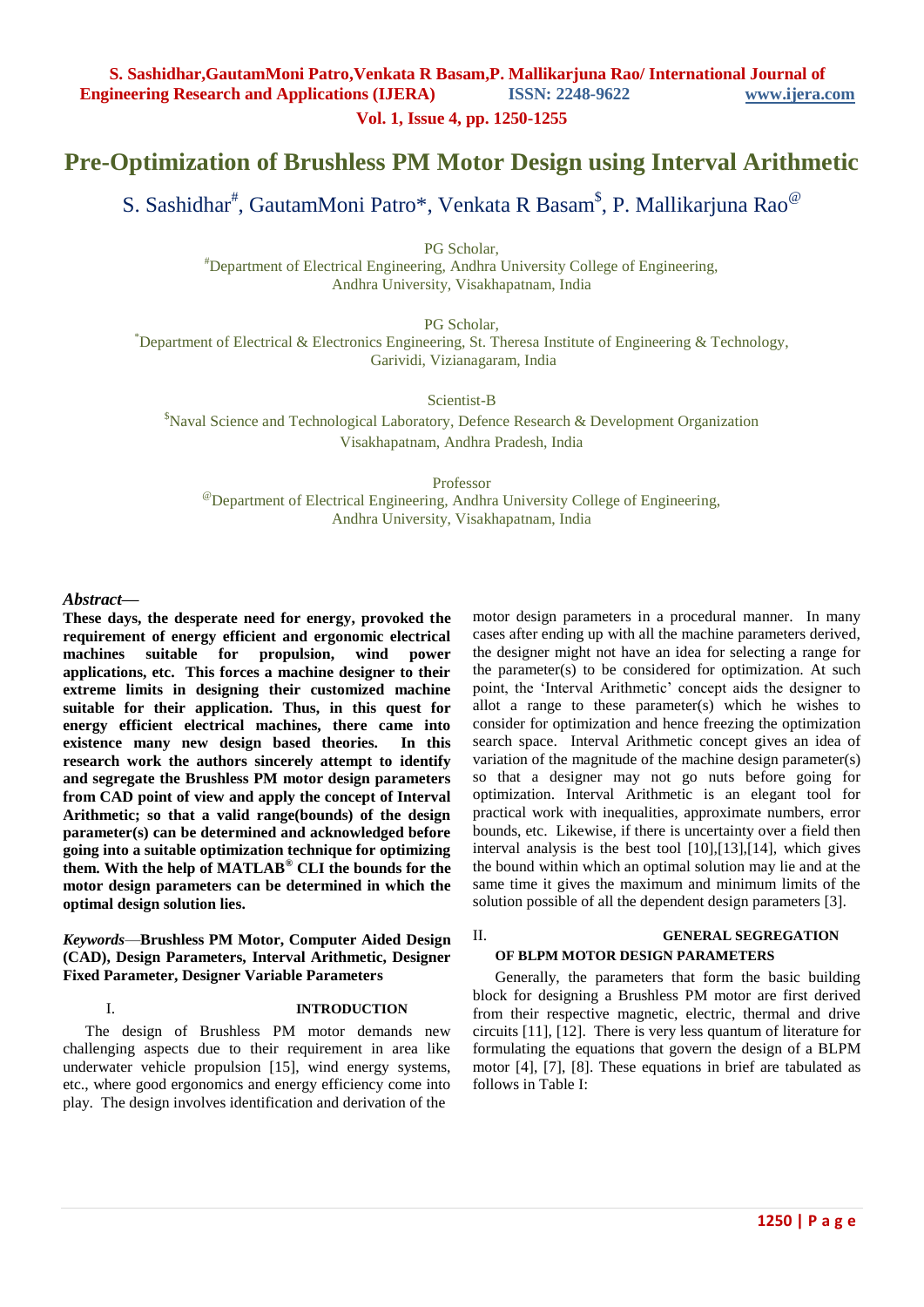# Pre-Optimization of Brushless PM Motor Design using Interval Arithmetic

S. Sashidhar[#], GautamMoni Patro*, Venkata R Basam[$], P. Mallikarjuna Rao[@]

PG Scholar,
[#]Department of Electrical Engineering, Andhra University College of Engineering,
Andhra University, Visakhapatnam, India

PG Scholar,
*Department of Electrical & Electronics Engineering, St. Theresa Institute of Engineering & Technology,
Garividi, Vizianagaram, India

Scientist-B
[$]Naval Science and Technological Laboratory, Defence Research & Development Organization
Visakhapatnam, Andhra Pradesh, India

Professor
[@]Department of Electrical Engineering, Andhra University College of Engineering,
Andhra University, Visakhapatnam, India

***Abstract*—**
**These days, the desperate need for energy, provoked the requirement of energy efficient and ergonomic electrical machines suitable for propulsion, wind power applications, etc. This forces a machine designer to their extreme limits in designing their customized machine suitable for their application. Thus, in this quest for energy efficient electrical machines, there came into existence many new design based theories. In this research work the authors sincerely attempt to identify and segregate the Brushless PM motor design parameters from CAD point of view and apply the concept of Interval Arithmetic; so that a valid range(bounds) of the design parameter(s) can be determined and acknowledged before going into a suitable optimization technique for optimizing them. With the help of MATLAB® CLI the bounds for the motor design parameters can be determined in which the optimal design solution lies.**

***Keywords*—Brushless PM Motor, Computer Aided Design (CAD), Design Parameters, Interval Arithmetic, Designer Fixed Parameter, Designer Variable Parameters**

## I. INTRODUCTION

The design of Brushless PM motor demands new challenging aspects due to their requirement in area like underwater vehicle propulsion [15], wind energy systems, etc., where good ergonomics and energy efficiency come into play. The design involves identification and derivation of the motor design parameters in a procedural manner. In many cases after ending up with all the machine parameters derived, the designer might not have an idea for selecting a range for the parameter(s) to be considered for optimization. At such point, the 'Interval Arithmetic' concept aids the designer to allot a range to these parameter(s) which he wishes to consider for optimization and hence freezing the optimization search space. Interval Arithmetic concept gives an idea of variation of the magnitude of the machine design parameter(s) so that a designer may not go nuts before going for optimization. Interval Arithmetic is an elegant tool for practical work with inequalities, approximate numbers, error bounds, etc. Likewise, if there is uncertainty over a field then interval analysis is the best tool [10],[13],[14], which gives the bound within which an optimal solution may lie and at the same time it gives the maximum and minimum limits of the solution possible of all the dependent design parameters [3].

## II. GENERAL SEGREGATION OF BLPM MOTOR DESIGN PARAMETERS

Generally, the parameters that form the basic building block for designing a Brushless PM motor are first derived from their respective magnetic, electric, thermal and drive circuits [11], [12]. There is very less quantum of literature for formulating the equations that govern the design of a BLPM motor [4], [7], [8]. These equations in brief are tabulated as follows in Table I: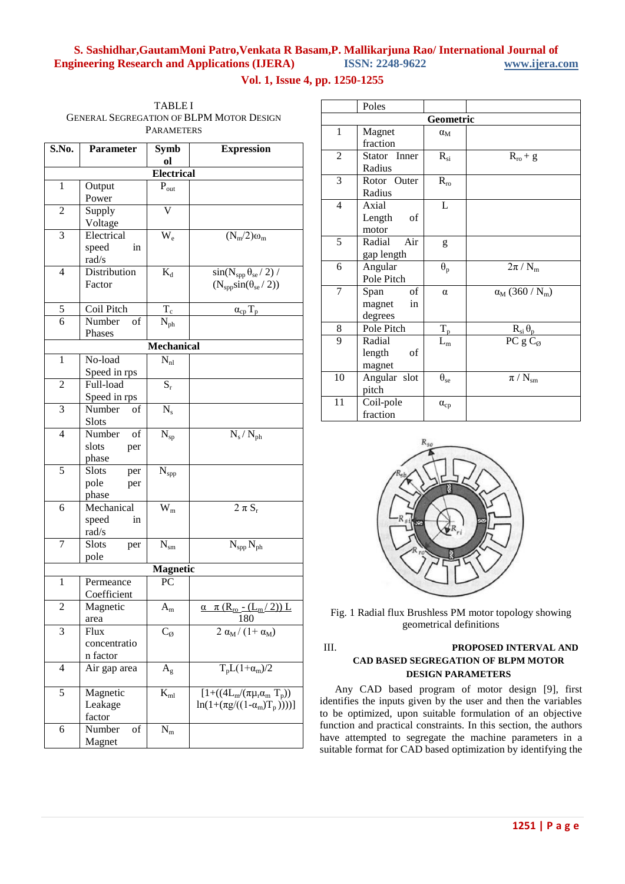TABLE I
GENERAL SEGREGATION OF BLPM MOTOR DESIGN PARAMETERS

| S.No. | Parameter | Symbol | Expression |
|---|---|---|---|
| | | **Electrical** | |
| 1 | Output Power | $P_{out}$ | |
| 2 | Supply Voltage | V | |
| 3 | Electrical speed in rad/s | $W_e$ | $(N_m/2)\omega_m$ |
| 4 | Distribution Factor | $K_d$ | $\sin(N_{spp}\,\theta_{se}/2) / (N_{spp}\sin(\theta_{se}/2))$ |
| 5 | Coil Pitch | $T_c$ | $\alpha_{cp}\,T_p$ |
| 6 | Number of Phases | $N_{ph}$ | |
| | | **Mechanical** | |
| 1 | No-load Speed in rps | $N_{nl}$ | |
| 2 | Full-load Speed in rps | $S_r$ | |
| 3 | Number of Slots | $N_s$ | |
| 4 | Number of slots per phase | $N_{sp}$ | $N_s / N_{ph}$ |
| 5 | Slots per pole per phase | $N_{spp}$ | |
| 6 | Mechanical speed in rad/s | $W_m$ | $2\,\pi\,S_r$ |
| 7 | Slots per pole | $N_{sm}$ | $N_{spp}\,N_{ph}$ |
| | | **Magnetic** | |
| 1 | Permeance Coefficient | PC | |
| 2 | Magnetic area | $A_m$ | $\frac{\alpha\;\pi\,(R_{ro} - (L_m/2))\,L}{180}$ |
| 3 | Flux concentration factor | $C_\varnothing$ | $2\,\alpha_M / (1+\alpha_M)$ |
| 4 | Air gap area | $A_g$ | $T_pL(1+\alpha_m)/2$ |
| 5 | Magnetic Leakage factor | $K_{ml}$ | $[1+((4L_m/(\pi\mu_r\alpha_m\,T_p))\,\ln(1+(\pi g/((1-\alpha_m)T_p))))]$ |
| 6 | Number of Magnet Poles | $N_m$ | |
| | | **Geometric** | |
| 1 | Magnet fraction | $\alpha_M$ | |
| 2 | Stator Inner Radius | $R_{si}$ | $R_{ro} + g$ |
| 3 | Rotor Outer Radius | $R_{ro}$ | |
| 4 | Axial Length of motor | L | |
| 5 | Radial Air gap length | g | |
| 6 | Angular Pole Pitch | $\theta_p$ | $2\pi / N_m$ |
| 7 | Span of magnet in degrees | $\alpha$ | $\alpha_M\,(360 / N_m)$ |
| 8 | Pole Pitch | $T_p$ | $R_{si}\,\theta_p$ |
| 9 | Radial length of magnet | $L_m$ | $PC\;g\;C_\varnothing$ |
| 10 | Angular slot pitch | $\theta_{se}$ | $\pi / N_{sm}$ |
| 11 | Coil-pole fraction | $\alpha_{cp}$ | |

Fig. 1 Radial flux Brushless PM motor topology showing geometrical definitions

## III. PROPOSED INTERVAL AND CAD BASED SEGREGATION OF BLPM MOTOR DESIGN PARAMETERS

Any CAD based program of motor design [9], first identifies the inputs given by the user and then the variables to be optimized, upon suitable formulation of an objective function and practical constraints. In this section, the authors have attempted to segregate the machine parameters in a suitable format for CAD based optimization by identifying the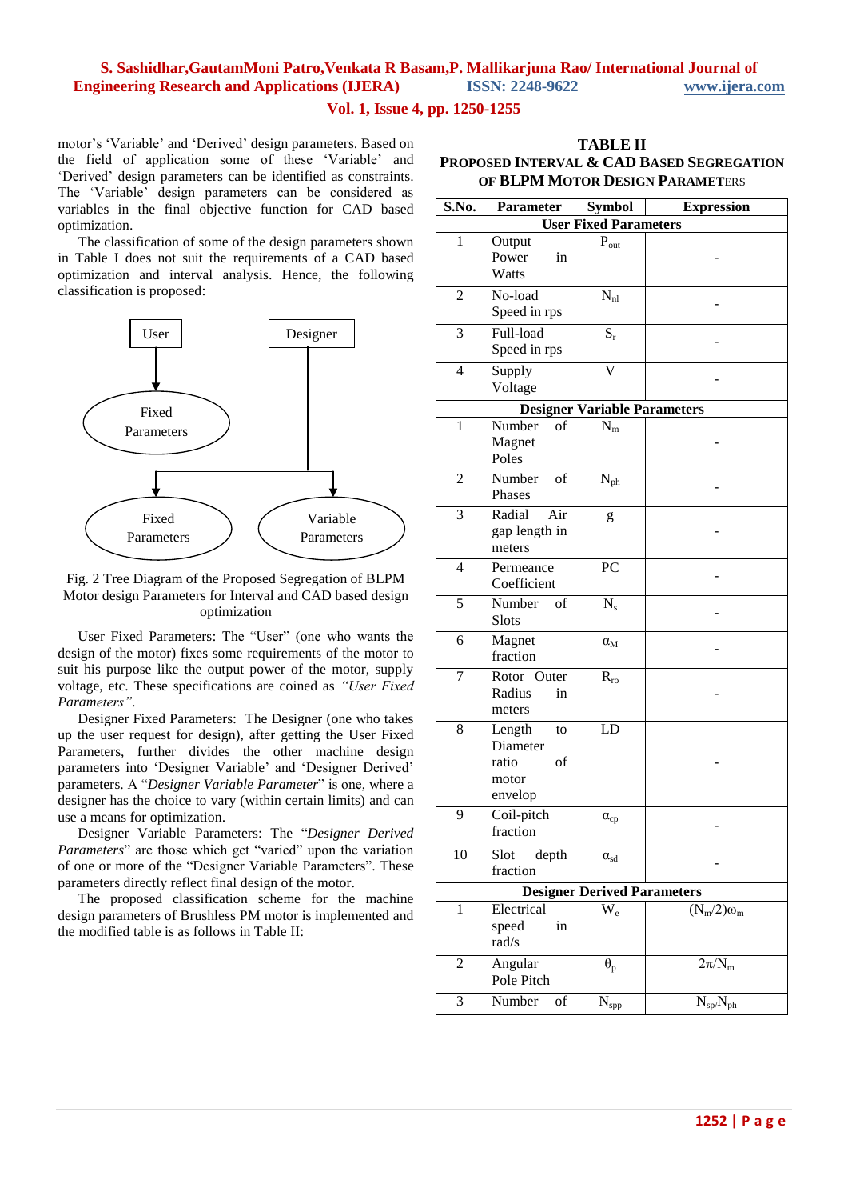motor's 'Variable' and 'Derived' design parameters. Based on the field of application some of these 'Variable' and 'Derived' design parameters can be identified as constraints. The 'Variable' design parameters can be considered as variables in the final objective function for CAD based optimization.

The classification of some of the design parameters shown in Table I does not suit the requirements of a CAD based optimization and interval analysis. Hence, the following classification is proposed:

Fig. 2 Tree Diagram of the Proposed Segregation of BLPM Motor design Parameters for Interval and CAD based design optimization

User Fixed Parameters: The "User" (one who wants the design of the motor) fixes some requirements of the motor to suit his purpose like the output power of the motor, supply voltage, etc. These specifications are coined as *"User Fixed Parameters"*.

Designer Fixed Parameters: The Designer (one who takes up the user request for design), after getting the User Fixed Parameters, further divides the other machine design parameters into 'Designer Variable' and 'Designer Derived' parameters. A "*Designer Variable Parameter*" is one, where a designer has the choice to vary (within certain limits) and can use a means for optimization.

Designer Variable Parameters: The "*Designer Derived Parameters*" are those which get "varied" upon the variation of one or more of the "Designer Variable Parameters". These parameters directly reflect final design of the motor.

The proposed classification scheme for the machine design parameters of Brushless PM motor is implemented and the modified table is as follows in Table II:

**TABLE II**
**PROPOSED INTERVAL & CAD BASED SEGREGATION OF BLPM MOTOR DESIGN PARAMETERS**

| S.No. | Parameter | Symbol | Expression |
|---|---|---|---|
| **User Fixed Parameters** | | | |
| 1 | Output Power in Watts | $P_{out}$ | - |
| 2 | No-load Speed in rps | $N_{nl}$ | - |
| 3 | Full-load Speed in rps | $S_r$ | - |
| 4 | Supply Voltage | V | - |
| **Designer Variable Parameters** | | | |
| 1 | Number of Magnet Poles | $N_m$ | - |
| 2 | Number of Phases | $N_{ph}$ | - |
| 3 | Radial Air gap length in meters | g | - |
| 4 | Permeance Coefficient | PC | - |
| 5 | Number of Slots | $N_s$ | - |
| 6 | Magnet fraction | $\alpha_M$ | - |
| 7 | Rotor Outer Radius in meters | $R_{ro}$ | - |
| 8 | Length to Diameter ratio of motor envelop | LD | - |
| 9 | Coil-pitch fraction | $\alpha_{cp}$ | - |
| 10 | Slot depth fraction | $\alpha_{sd}$ | - |
| **Designer Derived Parameters** | | | |
| 1 | Electrical speed in rad/s | $W_e$ | $(N_m/2)\omega_m$ |
| 2 | Angular Pole Pitch | $\theta_p$ | $2\pi/N_m$ |
| 3 | Number of | $N_{spp}$ | $N_{sp}/N_{ph}$ |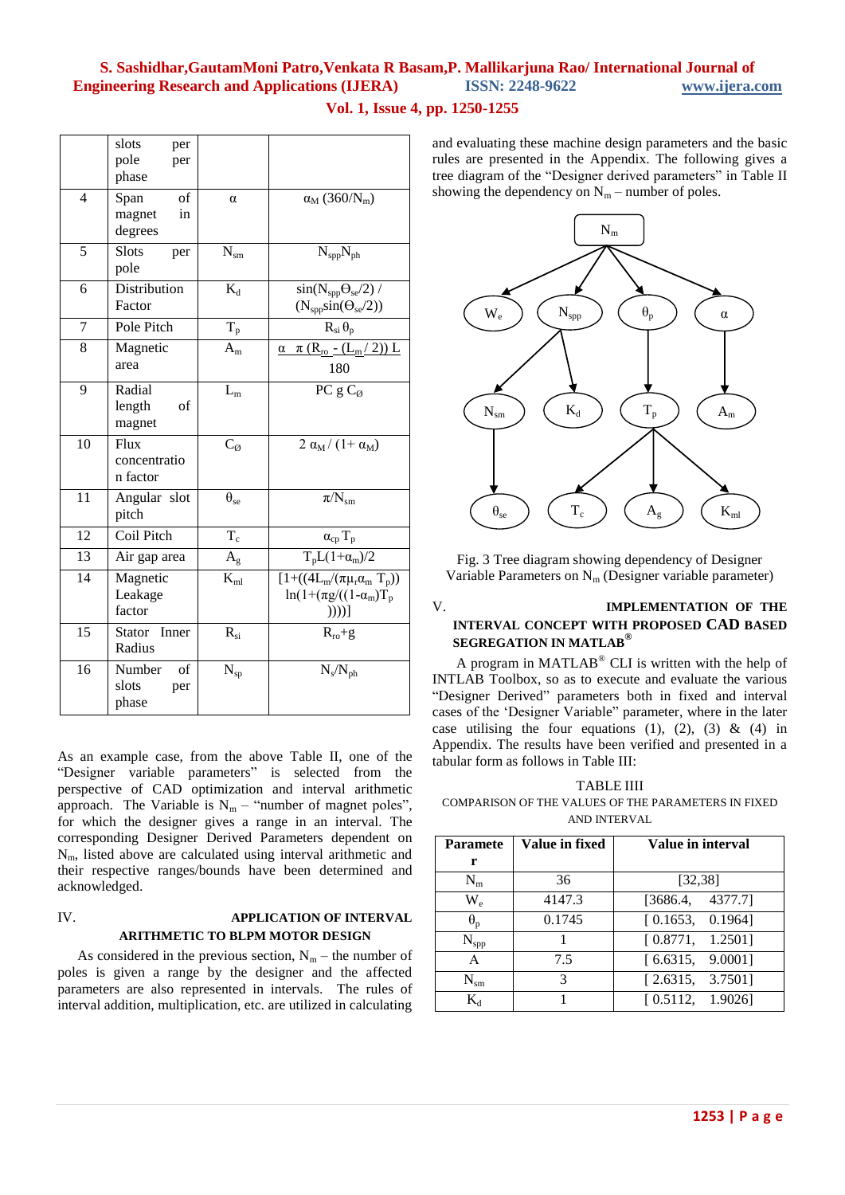| | slots per pole per phase | | |
|---|---|---|---|
| 4 | Span of magnet in degrees | $\alpha$ | $\alpha_M$ (360/$N_m$) |
| 5 | Slots per pole | $N_{sm}$ | $N_{spp}N_{ph}$ |
| 6 | Distribution Factor | $K_d$ | $\sin(N_{spp}\Theta_{se}/2)$ / $(N_{spp}\sin(\Theta_{se}/2))$ |
| 7 | Pole Pitch | $T_p$ | $R_{si}\,\theta_p$ |
| 8 | Magnetic area | $A_m$ | $\frac{\alpha\ \ \pi\,(R_{ro} - (L_m/2))\,L}{180}$ |
| 9 | Radial length of magnet | $L_m$ | PC g $C_Ø$ |
| 10 | Flux concentration factor | $C_Ø$ | $2\,\alpha_M / (1+\alpha_M)$ |
| 11 | Angular slot pitch | $\theta_{se}$ | $\pi/N_{sm}$ |
| 12 | Coil Pitch | $T_c$ | $\alpha_{cp}\,T_p$ |
| 13 | Air gap area | $A_g$ | $T_pL(1+\alpha_m)/2$ |
| 14 | Magnetic Leakage factor | $K_{ml}$ | $[1+((4L_m/(\pi\mu_r\alpha_m\,T_p))\ \ln(1+(\pi g/((1-\alpha_m)T_p\ ))))]$ |
| 15 | Stator Inner Radius | $R_{si}$ | $R_{ro}+g$ |
| 16 | Number of slots per phase | $N_{sp}$ | $N_s/N_{ph}$ |

As an example case, from the above Table II, one of the "Designer variable parameters" is selected from the perspective of CAD optimization and interval arithmetic approach. The Variable is $N_m$ – "number of magnet poles", for which the designer gives a range in an interval. The corresponding Designer Derived Parameters dependent on $N_m$, listed above are calculated using interval arithmetic and their respective ranges/bounds have been determined and acknowledged.

## IV. APPLICATION OF INTERVAL ARITHMETIC TO BLPM MOTOR DESIGN

As considered in the previous section, $N_m$ – the number of poles is given a range by the designer and the affected parameters are also represented in intervals. The rules of interval addition, multiplication, etc. are utilized in calculating and evaluating these machine design parameters and the basic rules are presented in the Appendix. The following gives a tree diagram of the "Designer derived parameters" in Table II showing the dependency on $N_m$ – number of poles.

Fig. 3 Tree diagram showing dependency of Designer Variable Parameters on $N_m$ (Designer variable parameter)

## V. IMPLEMENTATION OF THE INTERVAL CONCEPT WITH PROPOSED CAD BASED SEGREGATION IN MATLAB®

A program in MATLAB® CLI is written with the help of INTLAB Toolbox, so as to execute and evaluate the various "Designer Derived" parameters both in fixed and interval cases of the 'Designer Variable" parameter, where in the later case utilising the four equations (1), (2), (3) & (4) in Appendix. The results have been verified and presented in a tabular form as follows in Table III:

TABLE IIII
COMPARISON OF THE VALUES OF THE PARAMETERS IN FIXED AND INTERVAL

| Parameter | Value in fixed | Value in interval |
|---|---|---|
| $N_m$ | 36 | [32,38] |
| $W_e$ | 4147.3 | [3686.4, 4377.7] |
| $\theta_p$ | 0.1745 | [ 0.1653, 0.1964] |
| $N_{spp}$ | 1 | [ 0.8771, 1.2501] |
| A | 7.5 | [ 6.6315, 9.0001] |
| $N_{sm}$ | 3 | [ 2.6315, 3.7501] |
| $K_d$ | 1 | [ 0.5112, 1.9026] |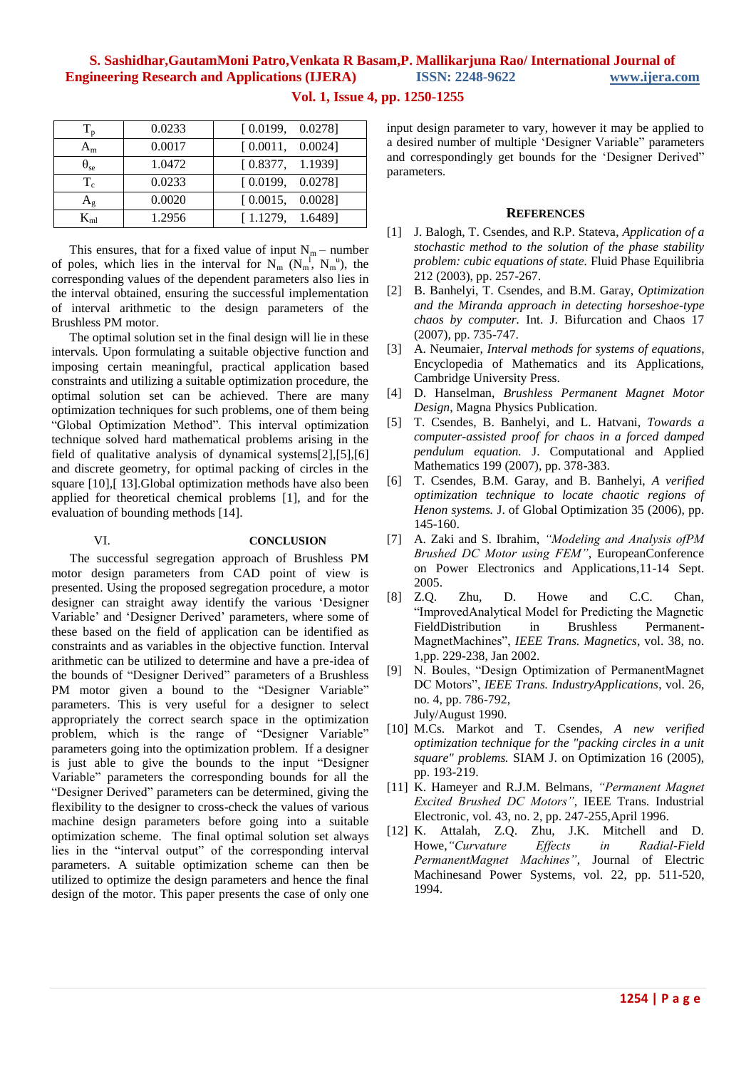| $T_p$ | 0.0233 | [ 0.0199, 0.0278] |
| --- | --- | --- |
| $A_m$ | 0.0017 | [ 0.0011, 0.0024] |
| $\theta_{se}$ | 1.0472 | [ 0.8377, 1.1939] |
| $T_c$ | 0.0233 | [ 0.0199, 0.0278] |
| $A_g$ | 0.0020 | [ 0.0015, 0.0028] |
| $K_{ml}$ | 1.2956 | [ 1.1279, 1.6489] |

This ensures, that for a fixed value of input $N_m$ – number of poles, which lies in the interval for $N_m$ ($N_m^l$, $N_m^u$), the corresponding values of the dependent parameters also lies in the interval obtained, ensuring the successful implementation of interval arithmetic to the design parameters of the Brushless PM motor.

The optimal solution set in the final design will lie in these intervals. Upon formulating a suitable objective function and imposing certain meaningful, practical application based constraints and utilizing a suitable optimization procedure, the optimal solution set can be achieved. There are many optimization techniques for such problems, one of them being "Global Optimization Method". This interval optimization technique solved hard mathematical problems arising in the field of qualitative analysis of dynamical systems[2],[5],[6] and discrete geometry, for optimal packing of circles in the square [10],[ 13].Global optimization methods have also been applied for theoretical chemical problems [1], and for the evaluation of bounding methods [14].

## VI. CONCLUSION

The successful segregation approach of Brushless PM motor design parameters from CAD point of view is presented. Using the proposed segregation procedure, a motor designer can straight away identify the various 'Designer Variable' and 'Designer Derived' parameters, where some of these based on the field of application can be identified as constraints and as variables in the objective function. Interval arithmetic can be utilized to determine and have a pre-idea of the bounds of "Designer Derived" parameters of a Brushless PM motor given a bound to the "Designer Variable" parameters. This is very useful for a designer to select appropriately the correct search space in the optimization problem, which is the range of "Designer Variable" parameters going into the optimization problem. If a designer is just able to give the bounds to the input "Designer Variable" parameters the corresponding bounds for all the "Designer Derived" parameters can be determined, giving the flexibility to the designer to cross-check the values of various machine design parameters before going into a suitable optimization scheme. The final optimal solution set always lies in the "interval output" of the corresponding interval parameters. A suitable optimization scheme can then be utilized to optimize the design parameters and hence the final design of the motor. This paper presents the case of only one input design parameter to vary, however it may be applied to a desired number of multiple 'Designer Variable' parameters and correspondingly get bounds for the 'Designer Derived" parameters.

## REFERENCES

[1] J. Balogh, T. Csendes, and R.P. Stateva, *Application of a stochastic method to the solution of the phase stability problem: cubic equations of state.* Fluid Phase Equilibria 212 (2003), pp. 257-267.

[2] B. Banhelyi, T. Csendes, and B.M. Garay, *Optimization and the Miranda approach in detecting horseshoe-type chaos by computer.* Int. J. Bifurcation and Chaos 17 (2007), pp. 735-747.

[3] A. Neumaier, *Interval methods for systems of equations*, Encyclopedia of Mathematics and its Applications, Cambridge University Press.

[4] D. Hanselman, *Brushless Permanent Magnet Motor Design*, Magna Physics Publication.

[5] T. Csendes, B. Banhelyi, and L. Hatvani, *Towards a computer-assisted proof for chaos in a forced damped pendulum equation.* J. Computational and Applied Mathematics 199 (2007), pp. 378-383.

[6] T. Csendes, B.M. Garay, and B. Banhelyi, *A verified optimization technique to locate chaotic regions of Henon systems.* J. of Global Optimization 35 (2006), pp. 145-160.

[7] A. Zaki and S. Ibrahim, *"Modeling and Analysis ofPM Brushed DC Motor using FEM"*, EuropeanConference on Power Electronics and Applications,11-14 Sept. 2005.

[8] Z.Q. Zhu, D. Howe and C.C. Chan, "ImprovedAnalytical Model for Predicting the Magnetic FieldDistribution in Brushless Permanent-MagnetMachines", *IEEE Trans. Magnetics*, vol. 38, no. 1,pp. 229-238, Jan 2002.

[9] N. Boules, "Design Optimization of PermanentMagnet DC Motors", *IEEE Trans. IndustryApplications*, vol. 26, no. 4, pp. 786-792, July/August 1990.

[10] M.Cs. Markot and T. Csendes, *A new verified optimization technique for the "packing circles in a unit square" problems.* SIAM J. on Optimization 16 (2005), pp. 193-219.

[11] K. Hameyer and R.J.M. Belmans, *"Permanent Magnet Excited Brushed DC Motors"*, IEEE Trans. Industrial Electronic, vol. 43, no. 2, pp. 247-255,April 1996.

[12] K. Attalah, Z.Q. Zhu, J.K. Mitchell and D. Howe,*"Curvature Effects in Radial-Field PermanentMagnet Machines"*, Journal of Electric Machinesand Power Systems, vol. 22, pp. 511-520, 1994.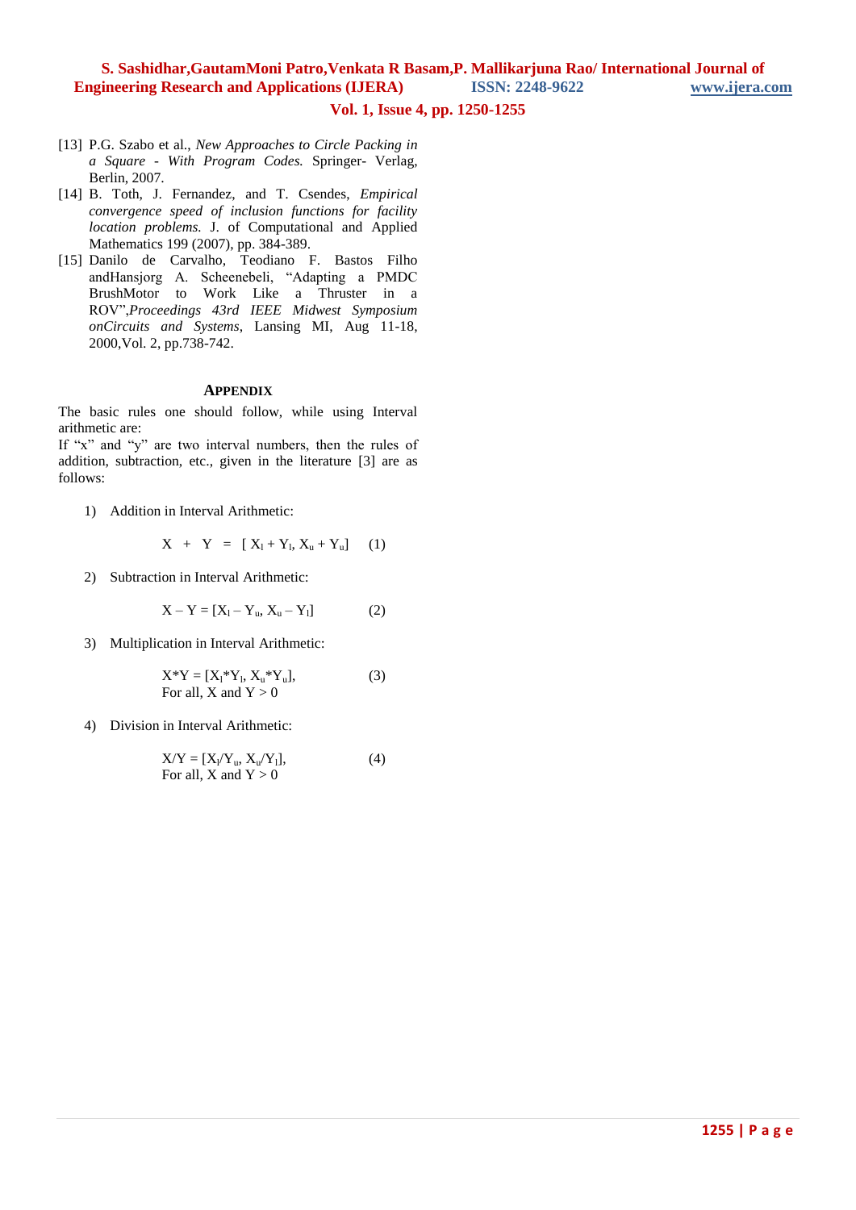[13] P.G. Szabo et al., *New Approaches to Circle Packing in a Square - With Program Codes.* Springer- Verlag, Berlin, 2007.

[14] B. Toth, J. Fernandez, and T. Csendes, *Empirical convergence speed of inclusion functions for facility location problems.* J. of Computational and Applied Mathematics 199 (2007), pp. 384-389.

[15] Danilo de Carvalho, Teodiano F. Bastos Filho andHansjorg A. Scheenebeli, "Adapting a PMDC BrushMotor to Work Like a Thruster in a ROV",*Proceedings 43rd IEEE Midwest Symposium onCircuits and Systems*, Lansing MI, Aug 11-18, 2000,Vol. 2, pp.738-742.

## APPENDIX

The basic rules one should follow, while using Interval arithmetic are:

If "x" and "y" are two interval numbers, then the rules of addition, subtraction, etc., given in the literature [3] are as follows:

1) Addition in Interval Arithmetic:

$$X + Y = [X_l + Y_l, X_u + Y_u] \quad (1)$$

2) Subtraction in Interval Arithmetic:

$$X - Y = [X_l - Y_u, X_u - Y_l] \quad (2)$$

3) Multiplication in Interval Arithmetic:

$$X*Y = [X_l*Y_l, X_u*Y_u], \quad (3)$$

For all, X and Y > 0

4) Division in Interval Arithmetic:

$$X/Y = [X_l/Y_u, X_u/Y_l], \quad (4)$$

For all, X and Y > 0